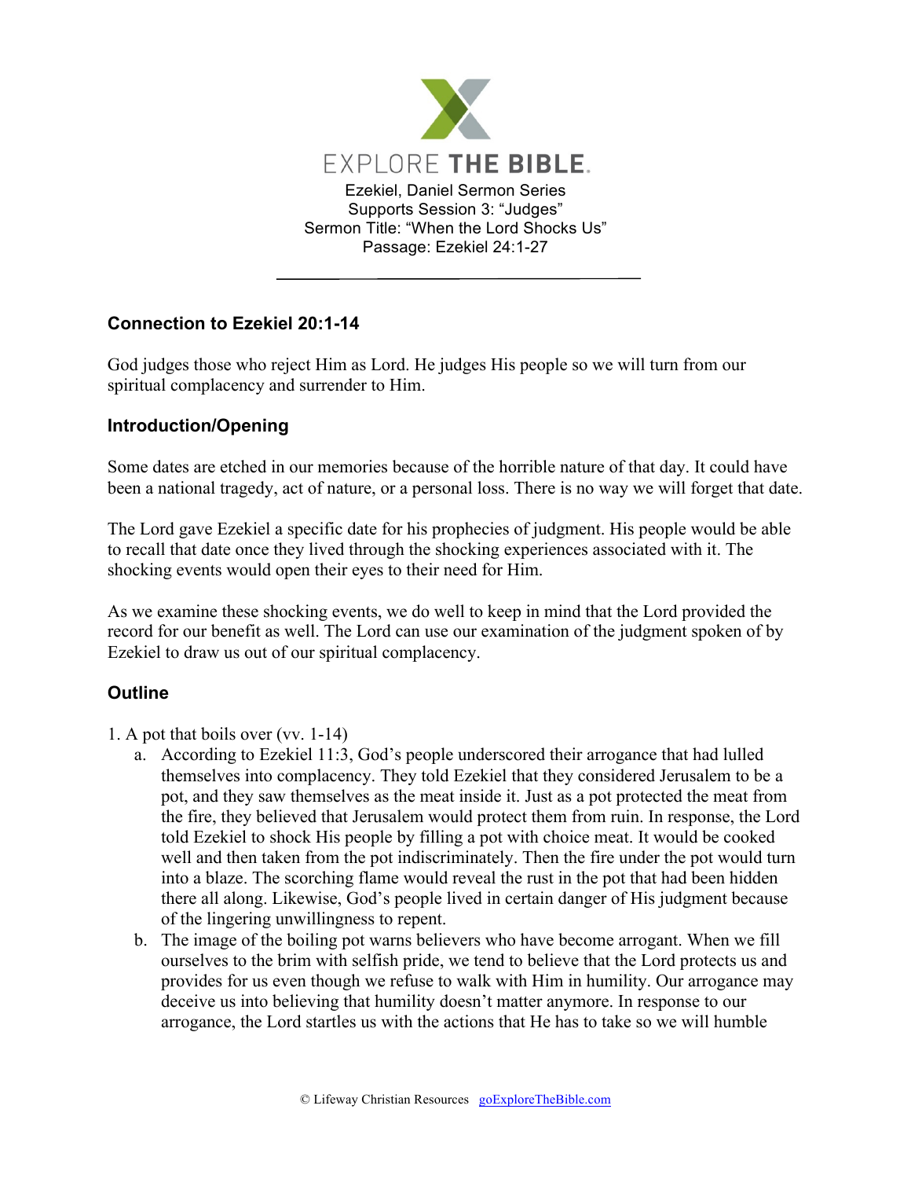# EXPLORE THE BIBLE.

Ezekiel, Daniel Sermon Series
Supports Session 3: "Judges"
Sermon Title: "When the Lord Shocks Us"
Passage: Ezekiel 24:1-27

---

## Connection to Ezekiel 20:1-14

God judges those who reject Him as Lord. He judges His people so we will turn from our spiritual complacency and surrender to Him.

## Introduction/Opening

Some dates are etched in our memories because of the horrible nature of that day. It could have been a national tragedy, act of nature, or a personal loss. There is no way we will forget that date.

The Lord gave Ezekiel a specific date for his prophecies of judgment. His people would be able to recall that date once they lived through the shocking experiences associated with it. The shocking events would open their eyes to their need for Him.

As we examine these shocking events, we do well to keep in mind that the Lord provided the record for our benefit as well. The Lord can use our examination of the judgment spoken of by Ezekiel to draw us out of our spiritual complacency.

## Outline

1. A pot that boils over (vv. 1-14)
   a. According to Ezekiel 11:3, God's people underscored their arrogance that had lulled themselves into complacency. They told Ezekiel that they considered Jerusalem to be a pot, and they saw themselves as the meat inside it. Just as a pot protected the meat from the fire, they believed that Jerusalem would protect them from ruin. In response, the Lord told Ezekiel to shock His people by filling a pot with choice meat. It would be cooked well and then taken from the pot indiscriminately. Then the fire under the pot would turn into a blaze. The scorching flame would reveal the rust in the pot that had been hidden there all along. Likewise, God's people lived in certain danger of His judgment because of the lingering unwillingness to repent.
   b. The image of the boiling pot warns believers who have become arrogant. When we fill ourselves to the brim with selfish pride, we tend to believe that the Lord protects us and provides for us even though we refuse to walk with Him in humility. Our arrogance may deceive us into believing that humility doesn't matter anymore. In response to our arrogance, the Lord startles us with the actions that He has to take so we will humble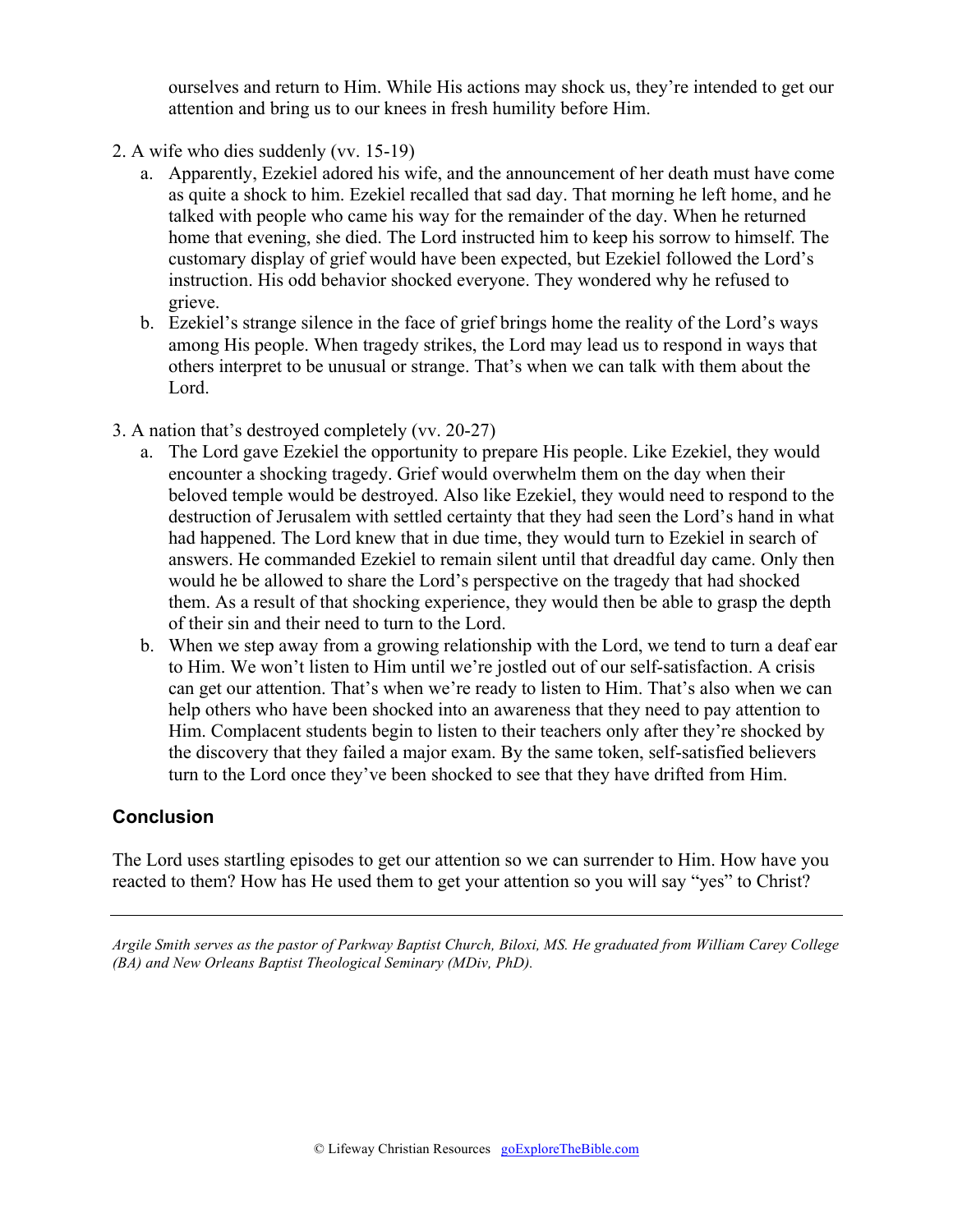ourselves and return to Him. While His actions may shock us, they're intended to get our attention and bring us to our knees in fresh humility before Him.

2. A wife who dies suddenly (vv. 15-19)
   a. Apparently, Ezekiel adored his wife, and the announcement of her death must have come as quite a shock to him. Ezekiel recalled that sad day. That morning he left home, and he talked with people who came his way for the remainder of the day. When he returned home that evening, she died. The Lord instructed him to keep his sorrow to himself. The customary display of grief would have been expected, but Ezekiel followed the Lord's instruction. His odd behavior shocked everyone. They wondered why he refused to grieve.
   b. Ezekiel's strange silence in the face of grief brings home the reality of the Lord's ways among His people. When tragedy strikes, the Lord may lead us to respond in ways that others interpret to be unusual or strange. That's when we can talk with them about the Lord.

3. A nation that's destroyed completely (vv. 20-27)
   a. The Lord gave Ezekiel the opportunity to prepare His people. Like Ezekiel, they would encounter a shocking tragedy. Grief would overwhelm them on the day when their beloved temple would be destroyed. Also like Ezekiel, they would need to respond to the destruction of Jerusalem with settled certainty that they had seen the Lord's hand in what had happened. The Lord knew that in due time, they would turn to Ezekiel in search of answers. He commanded Ezekiel to remain silent until that dreadful day came. Only then would he be allowed to share the Lord's perspective on the tragedy that had shocked them. As a result of that shocking experience, they would then be able to grasp the depth of their sin and their need to turn to the Lord.
   b. When we step away from a growing relationship with the Lord, we tend to turn a deaf ear to Him. We won't listen to Him until we're jostled out of our self-satisfaction. A crisis can get our attention. That's when we're ready to listen to Him. That's also when we can help others who have been shocked into an awareness that they need to pay attention to Him. Complacent students begin to listen to their teachers only after they're shocked by the discovery that they failed a major exam. By the same token, self-satisfied believers turn to the Lord once they've been shocked to see that they have drifted from Him.

## Conclusion

The Lord uses startling episodes to get our attention so we can surrender to Him. How have you reacted to them? How has He used them to get your attention so you will say "yes" to Christ?

---

*Argile Smith serves as the pastor of Parkway Baptist Church, Biloxi, MS. He graduated from William Carey College (BA) and New Orleans Baptist Theological Seminary (MDiv, PhD).*

© Lifeway Christian Resources goExploreTheBible.com